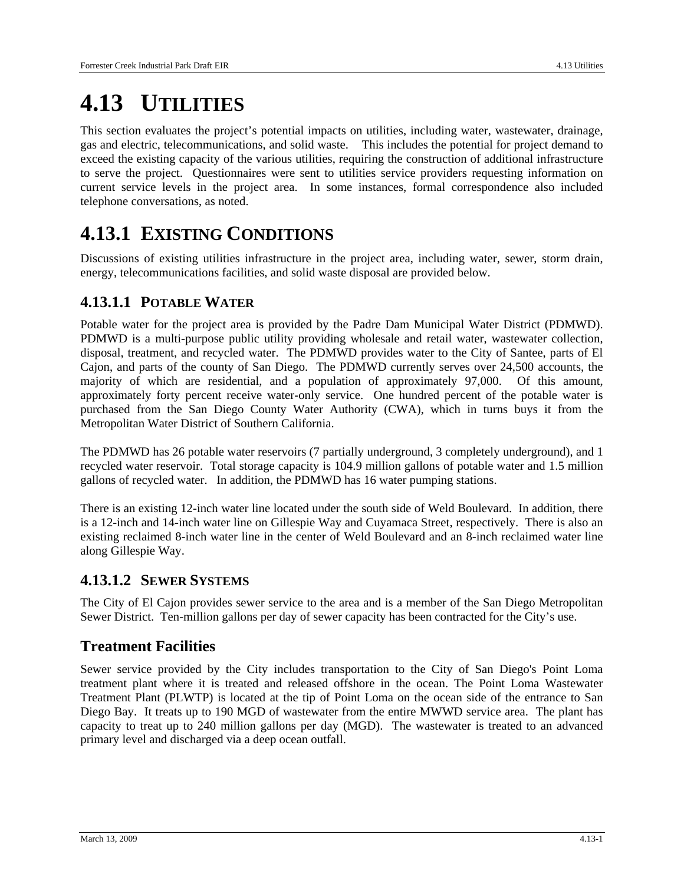# 4.13 UTILITIES

This section evaluates the project's potential impacts on utilities, including water, wastewater, drainage, gas and electric, telecommunications, and solid waste. This includes the potential for project demand to exceed the existing capacity of the various utilities, requiring the construction of additional infrastructure to serve the project. Questionnaires were sent to utilities service providers requesting information on current service levels in the project area. In some instances, formal correspondence also included telephone conversations, as noted.

# 4.13.1 EXISTING CONDITIONS

Discussions of existing utilities infrastructure in the project area, including water, sewer, storm drain, energy, telecommunications facilities, and solid waste disposal are provided below.

## 4.13.1.1 POTABLE WATER

Potable water for the project area is provided by the Padre Dam Municipal Water District (PDMWD). PDMWD is a multi-purpose public utility providing wholesale and retail water, wastewater collection, disposal, treatment, and recycled water. The PDMWD provides water to the City of Santee, parts of El Cajon, and parts of the county of San Diego. The PDMWD currently serves over 24,500 accounts, the majority of which are residential, and a population of approximately 97,000. Of this amount, approximately forty percent receive water-only service. One hundred percent of the potable water is purchased from the San Diego County Water Authority (CWA), which in turns buys it from the Metropolitan Water District of Southern California.

The PDMWD has 26 potable water reservoirs (7 partially underground, 3 completely underground), and 1 recycled water reservoir. Total storage capacity is 104.9 million gallons of potable water and 1.5 million gallons of recycled water. In addition, the PDMWD has 16 water pumping stations.

There is an existing 12-inch water line located under the south side of Weld Boulevard. In addition, there is a 12-inch and 14-inch water line on Gillespie Way and Cuyamaca Street, respectively. There is also an existing reclaimed 8-inch water line in the center of Weld Boulevard and an 8-inch reclaimed water line along Gillespie Way.

## 4.13.1.2 SEWER SYSTEMS

The City of El Cajon provides sewer service to the area and is a member of the San Diego Metropolitan Sewer District. Ten-million gallons per day of sewer capacity has been contracted for the City's use.

## Treatment Facilities

Sewer service provided by the City includes transportation to the City of San Diego's Point Loma treatment plant where it is treated and released offshore in the ocean. The Point Loma Wastewater Treatment Plant (PLWTP) is located at the tip of Point Loma on the ocean side of the entrance to San Diego Bay. It treats up to 190 MGD of wastewater from the entire MWWD service area. The plant has capacity to treat up to 240 million gallons per day (MGD). The wastewater is treated to an advanced primary level and discharged via a deep ocean outfall.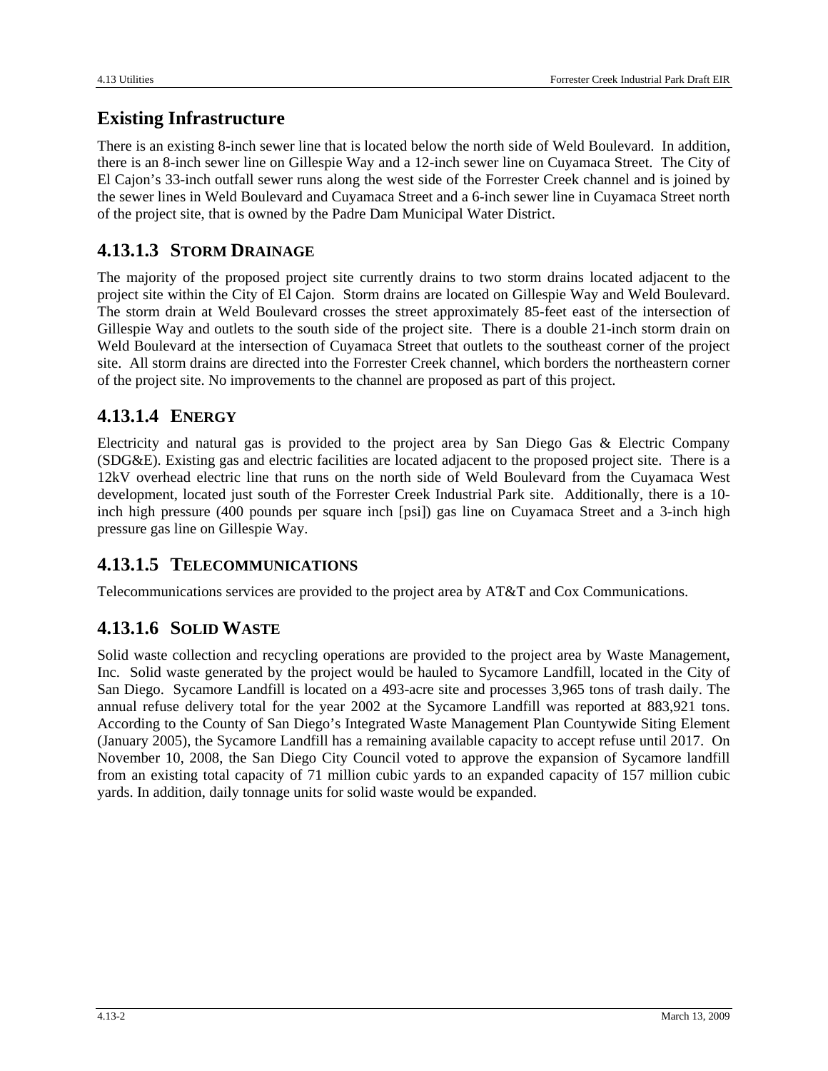## Existing Infrastructure

There is an existing 8-inch sewer line that is located below the north side of Weld Boulevard. In addition, there is an 8-inch sewer line on Gillespie Way and a 12-inch sewer line on Cuyamaca Street. The City of El Cajon's 33-inch outfall sewer runs along the west side of the Forrester Creek channel and is joined by the sewer lines in Weld Boulevard and Cuyamaca Street and a 6-inch sewer line in Cuyamaca Street north of the project site, that is owned by the Padre Dam Municipal Water District.

## 4.13.1.3 STORM DRAINAGE

The majority of the proposed project site currently drains to two storm drains located adjacent to the project site within the City of El Cajon. Storm drains are located on Gillespie Way and Weld Boulevard. The storm drain at Weld Boulevard crosses the street approximately 85-feet east of the intersection of Gillespie Way and outlets to the south side of the project site. There is a double 21-inch storm drain on Weld Boulevard at the intersection of Cuyamaca Street that outlets to the southeast corner of the project site. All storm drains are directed into the Forrester Creek channel, which borders the northeastern corner of the project site. No improvements to the channel are proposed as part of this project.

## 4.13.1.4 ENERGY

Electricity and natural gas is provided to the project area by San Diego Gas & Electric Company (SDG&E). Existing gas and electric facilities are located adjacent to the proposed project site. There is a 12kV overhead electric line that runs on the north side of Weld Boulevard from the Cuyamaca West development, located just south of the Forrester Creek Industrial Park site. Additionally, there is a 10-inch high pressure (400 pounds per square inch [psi]) gas line on Cuyamaca Street and a 3-inch high pressure gas line on Gillespie Way.

## 4.13.1.5 TELECOMMUNICATIONS

Telecommunications services are provided to the project area by AT&T and Cox Communications.

## 4.13.1.6 SOLID WASTE

Solid waste collection and recycling operations are provided to the project area by Waste Management, Inc. Solid waste generated by the project would be hauled to Sycamore Landfill, located in the City of San Diego. Sycamore Landfill is located on a 493-acre site and processes 3,965 tons of trash daily. The annual refuse delivery total for the year 2002 at the Sycamore Landfill was reported at 883,921 tons. According to the County of San Diego's Integrated Waste Management Plan Countywide Siting Element (January 2005), the Sycamore Landfill has a remaining available capacity to accept refuse until 2017. On November 10, 2008, the San Diego City Council voted to approve the expansion of Sycamore landfill from an existing total capacity of 71 million cubic yards to an expanded capacity of 157 million cubic yards. In addition, daily tonnage units for solid waste would be expanded.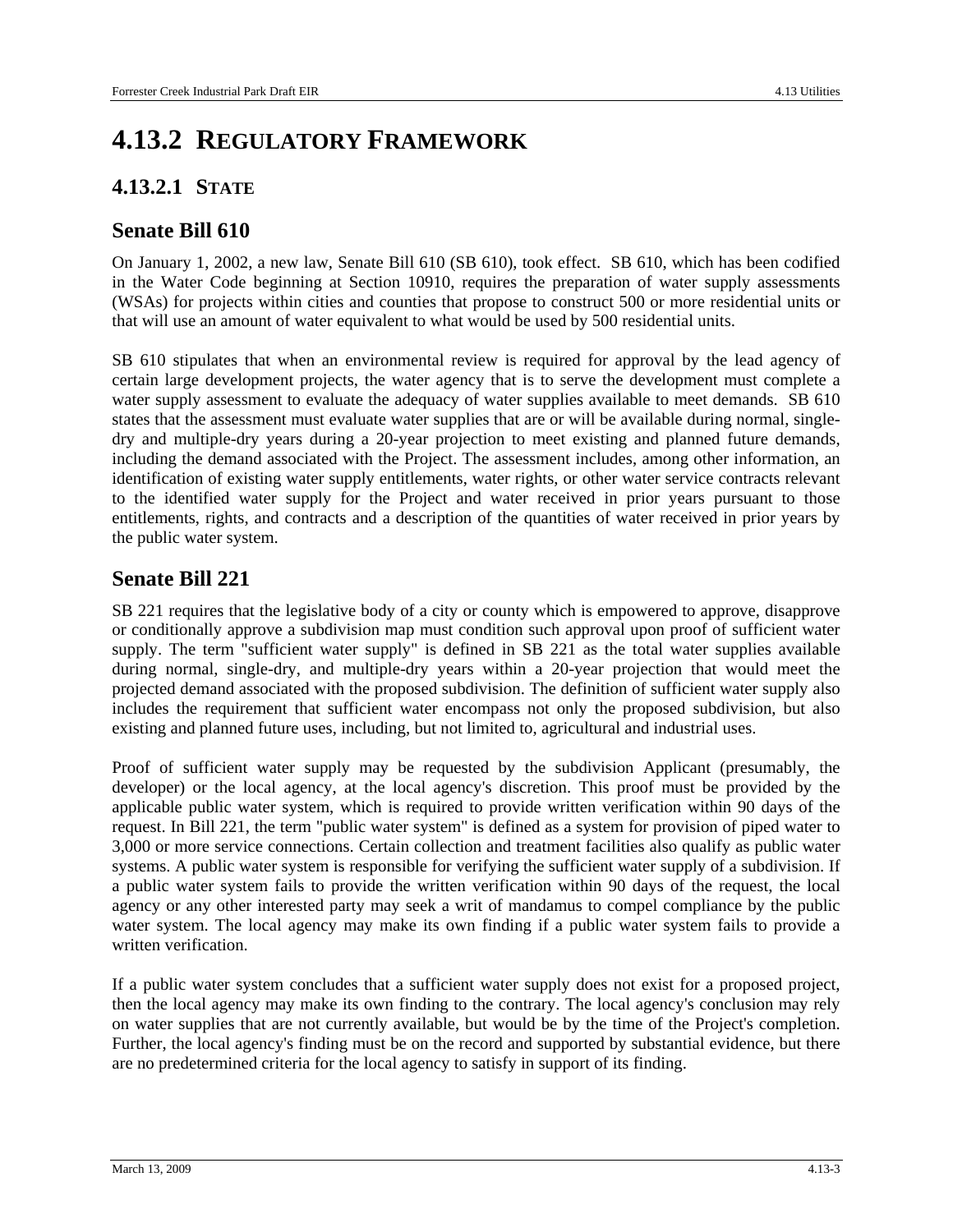# 4.13.2 Regulatory Framework

## 4.13.2.1 State

### Senate Bill 610

On January 1, 2002, a new law, Senate Bill 610 (SB 610), took effect. SB 610, which has been codified in the Water Code beginning at Section 10910, requires the preparation of water supply assessments (WSAs) for projects within cities and counties that propose to construct 500 or more residential units or that will use an amount of water equivalent to what would be used by 500 residential units.

SB 610 stipulates that when an environmental review is required for approval by the lead agency of certain large development projects, the water agency that is to serve the development must complete a water supply assessment to evaluate the adequacy of water supplies available to meet demands. SB 610 states that the assessment must evaluate water supplies that are or will be available during normal, single-dry and multiple-dry years during a 20-year projection to meet existing and planned future demands, including the demand associated with the Project. The assessment includes, among other information, an identification of existing water supply entitlements, water rights, or other water service contracts relevant to the identified water supply for the Project and water received in prior years pursuant to those entitlements, rights, and contracts and a description of the quantities of water received in prior years by the public water system.

### Senate Bill 221

SB 221 requires that the legislative body of a city or county which is empowered to approve, disapprove or conditionally approve a subdivision map must condition such approval upon proof of sufficient water supply. The term "sufficient water supply" is defined in SB 221 as the total water supplies available during normal, single-dry, and multiple-dry years within a 20-year projection that would meet the projected demand associated with the proposed subdivision. The definition of sufficient water supply also includes the requirement that sufficient water encompass not only the proposed subdivision, but also existing and planned future uses, including, but not limited to, agricultural and industrial uses.

Proof of sufficient water supply may be requested by the subdivision Applicant (presumably, the developer) or the local agency, at the local agency's discretion. This proof must be provided by the applicable public water system, which is required to provide written verification within 90 days of the request. In Bill 221, the term "public water system" is defined as a system for provision of piped water to 3,000 or more service connections. Certain collection and treatment facilities also qualify as public water systems. A public water system is responsible for verifying the sufficient water supply of a subdivision. If a public water system fails to provide the written verification within 90 days of the request, the local agency or any other interested party may seek a writ of mandamus to compel compliance by the public water system. The local agency may make its own finding if a public water system fails to provide a written verification.

If a public water system concludes that a sufficient water supply does not exist for a proposed project, then the local agency may make its own finding to the contrary. The local agency's conclusion may rely on water supplies that are not currently available, but would be by the time of the Project's completion. Further, the local agency's finding must be on the record and supported by substantial evidence, but there are no predetermined criteria for the local agency to satisfy in support of its finding.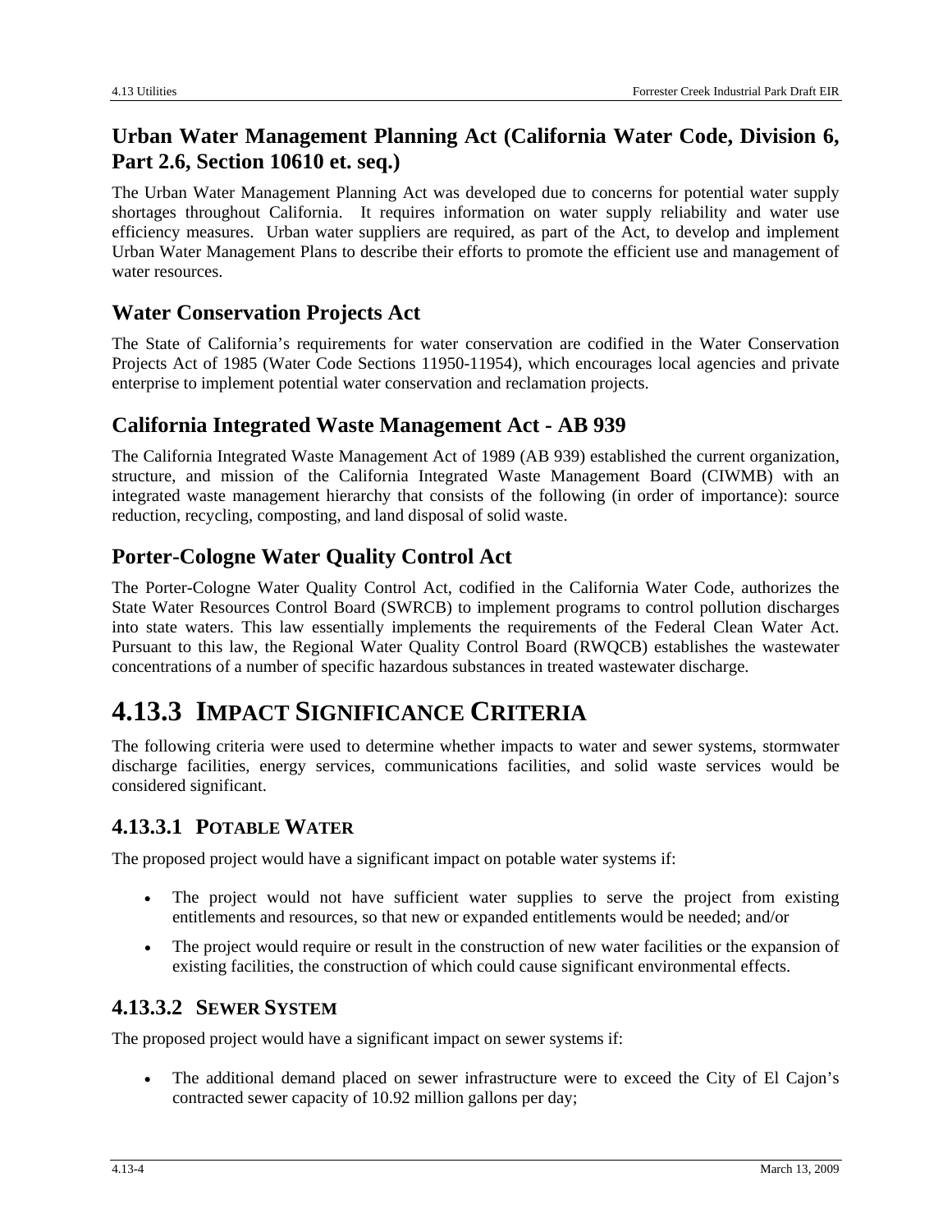### Urban Water Management Planning Act (California Water Code, Division 6, Part 2.6, Section 10610 et. seq.)

The Urban Water Management Planning Act was developed due to concerns for potential water supply shortages throughout California. It requires information on water supply reliability and water use efficiency measures. Urban water suppliers are required, as part of the Act, to develop and implement Urban Water Management Plans to describe their efforts to promote the efficient use and management of water resources.

### Water Conservation Projects Act

The State of California's requirements for water conservation are codified in the Water Conservation Projects Act of 1985 (Water Code Sections 11950-11954), which encourages local agencies and private enterprise to implement potential water conservation and reclamation projects.

### California Integrated Waste Management Act - AB 939

The California Integrated Waste Management Act of 1989 (AB 939) established the current organization, structure, and mission of the California Integrated Waste Management Board (CIWMB) with an integrated waste management hierarchy that consists of the following (in order of importance): source reduction, recycling, composting, and land disposal of solid waste.

### Porter-Cologne Water Quality Control Act

The Porter-Cologne Water Quality Control Act, codified in the California Water Code, authorizes the State Water Resources Control Board (SWRCB) to implement programs to control pollution discharges into state waters. This law essentially implements the requirements of the Federal Clean Water Act. Pursuant to this law, the Regional Water Quality Control Board (RWQCB) establishes the wastewater concentrations of a number of specific hazardous substances in treated wastewater discharge.

# 4.13.3 IMPACT SIGNIFICANCE CRITERIA

The following criteria were used to determine whether impacts to water and sewer systems, stormwater discharge facilities, energy services, communications facilities, and solid waste services would be considered significant.

## 4.13.3.1 POTABLE WATER

The proposed project would have a significant impact on potable water systems if:

- The project would not have sufficient water supplies to serve the project from existing entitlements and resources, so that new or expanded entitlements would be needed; and/or
- The project would require or result in the construction of new water facilities or the expansion of existing facilities, the construction of which could cause significant environmental effects.

## 4.13.3.2 SEWER SYSTEM

The proposed project would have a significant impact on sewer systems if:

- The additional demand placed on sewer infrastructure were to exceed the City of El Cajon's contracted sewer capacity of 10.92 million gallons per day;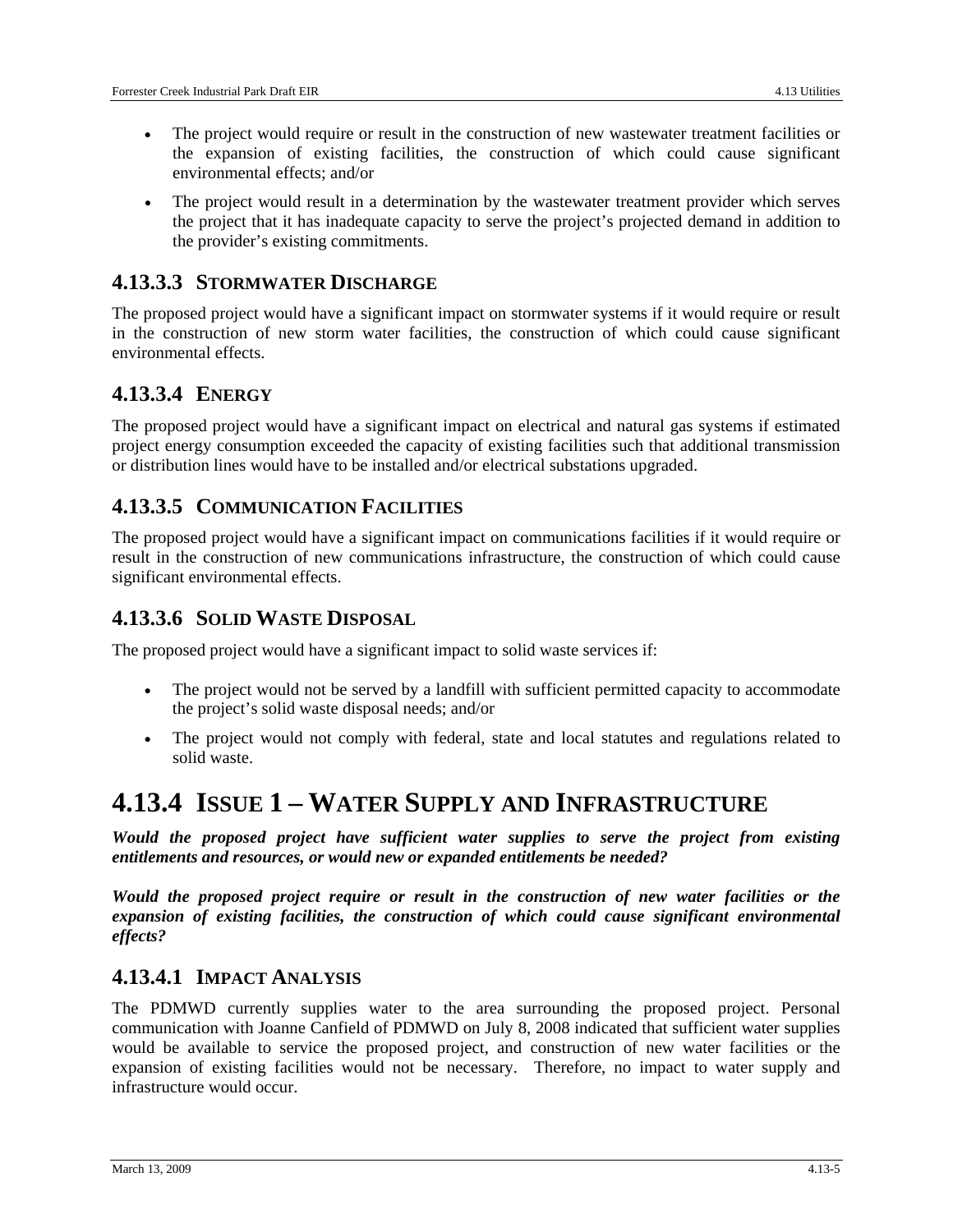- The project would require or result in the construction of new wastewater treatment facilities or the expansion of existing facilities, the construction of which could cause significant environmental effects; and/or
- The project would result in a determination by the wastewater treatment provider which serves the project that it has inadequate capacity to serve the project's projected demand in addition to the provider's existing commitments.

### 4.13.3.3 STORMWATER DISCHARGE

The proposed project would have a significant impact on stormwater systems if it would require or result in the construction of new storm water facilities, the construction of which could cause significant environmental effects.

### 4.13.3.4 ENERGY

The proposed project would have a significant impact on electrical and natural gas systems if estimated project energy consumption exceeded the capacity of existing facilities such that additional transmission or distribution lines would have to be installed and/or electrical substations upgraded.

### 4.13.3.5 COMMUNICATION FACILITIES

The proposed project would have a significant impact on communications facilities if it would require or result in the construction of new communications infrastructure, the construction of which could cause significant environmental effects.

### 4.13.3.6 SOLID WASTE DISPOSAL

The proposed project would have a significant impact to solid waste services if:

- The project would not be served by a landfill with sufficient permitted capacity to accommodate the project's solid waste disposal needs; and/or
- The project would not comply with federal, state and local statutes and regulations related to solid waste.

## 4.13.4 ISSUE 1 – WATER SUPPLY AND INFRASTRUCTURE

***Would the proposed project have sufficient water supplies to serve the project from existing entitlements and resources, or would new or expanded entitlements be needed?***

***Would the proposed project require or result in the construction of new water facilities or the expansion of existing facilities, the construction of which could cause significant environmental effects?***

### 4.13.4.1 IMPACT ANALYSIS

The PDMWD currently supplies water to the area surrounding the proposed project. Personal communication with Joanne Canfield of PDMWD on July 8, 2008 indicated that sufficient water supplies would be available to service the proposed project, and construction of new water facilities or the expansion of existing facilities would not be necessary. Therefore, no impact to water supply and infrastructure would occur.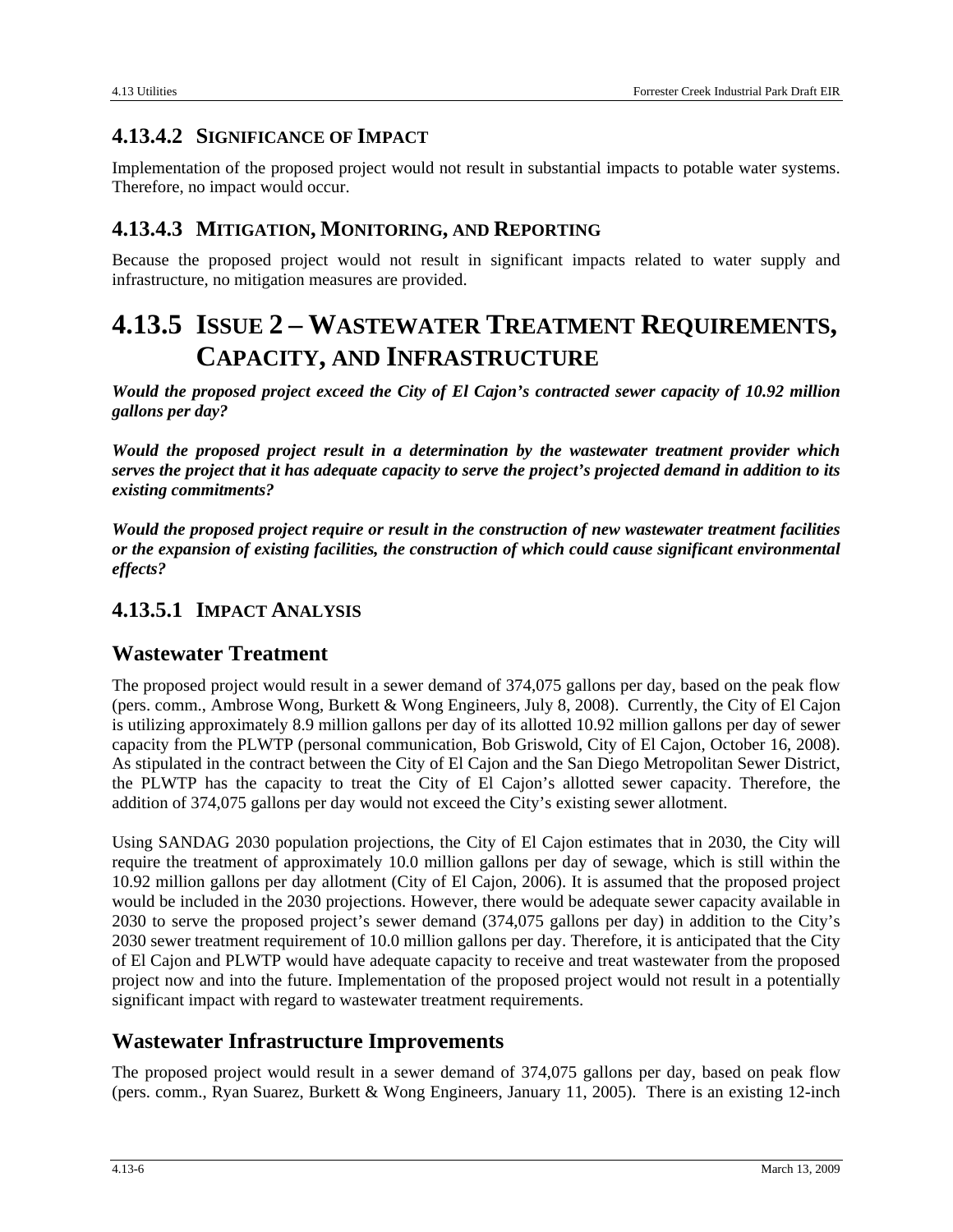### 4.13.4.2 Significance of Impact

Implementation of the proposed project would not result in substantial impacts to potable water systems. Therefore, no impact would occur.

### 4.13.4.3 Mitigation, Monitoring, and Reporting

Because the proposed project would not result in significant impacts related to water supply and infrastructure, no mitigation measures are provided.

## 4.13.5 Issue 2 – Wastewater Treatment Requirements, Capacity, and Infrastructure

***Would the proposed project exceed the City of El Cajon's contracted sewer capacity of 10.92 million gallons per day?***

***Would the proposed project result in a determination by the wastewater treatment provider which serves the project that it has adequate capacity to serve the project's projected demand in addition to its existing commitments?***

***Would the proposed project require or result in the construction of new wastewater treatment facilities or the expansion of existing facilities, the construction of which could cause significant environmental effects?***

### 4.13.5.1 Impact Analysis

#### Wastewater Treatment

The proposed project would result in a sewer demand of 374,075 gallons per day, based on the peak flow (pers. comm., Ambrose Wong, Burkett & Wong Engineers, July 8, 2008). Currently, the City of El Cajon is utilizing approximately 8.9 million gallons per day of its allotted 10.92 million gallons per day of sewer capacity from the PLWTP (personal communication, Bob Griswold, City of El Cajon, October 16, 2008). As stipulated in the contract between the City of El Cajon and the San Diego Metropolitan Sewer District, the PLWTP has the capacity to treat the City of El Cajon's allotted sewer capacity. Therefore, the addition of 374,075 gallons per day would not exceed the City's existing sewer allotment.

Using SANDAG 2030 population projections, the City of El Cajon estimates that in 2030, the City will require the treatment of approximately 10.0 million gallons per day of sewage, which is still within the 10.92 million gallons per day allotment (City of El Cajon, 2006). It is assumed that the proposed project would be included in the 2030 projections. However, there would be adequate sewer capacity available in 2030 to serve the proposed project's sewer demand (374,075 gallons per day) in addition to the City's 2030 sewer treatment requirement of 10.0 million gallons per day. Therefore, it is anticipated that the City of El Cajon and PLWTP would have adequate capacity to receive and treat wastewater from the proposed project now and into the future. Implementation of the proposed project would not result in a potentially significant impact with regard to wastewater treatment requirements.

#### Wastewater Infrastructure Improvements

The proposed project would result in a sewer demand of 374,075 gallons per day, based on peak flow (pers. comm., Ryan Suarez, Burkett & Wong Engineers, January 11, 2005). There is an existing 12-inch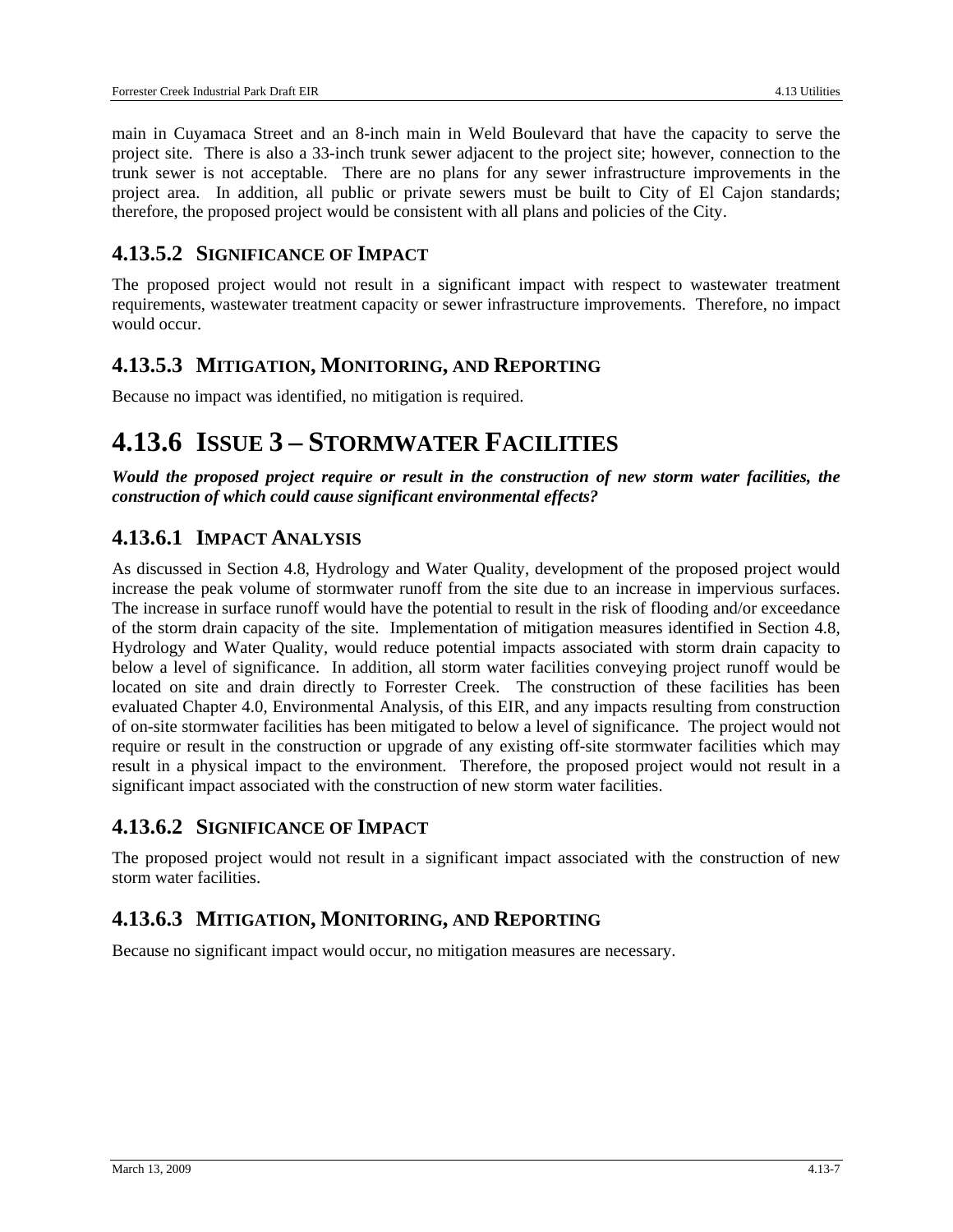main in Cuyamaca Street and an 8-inch main in Weld Boulevard that have the capacity to serve the project site. There is also a 33-inch trunk sewer adjacent to the project site; however, connection to the trunk sewer is not acceptable. There are no plans for any sewer infrastructure improvements in the project area. In addition, all public or private sewers must be built to City of El Cajon standards; therefore, the proposed project would be consistent with all plans and policies of the City.

### 4.13.5.2 Significance of Impact

The proposed project would not result in a significant impact with respect to wastewater treatment requirements, wastewater treatment capacity or sewer infrastructure improvements. Therefore, no impact would occur.

### 4.13.5.3 Mitigation, Monitoring, and Reporting

Because no impact was identified, no mitigation is required.

## 4.13.6 Issue 3 – Stormwater Facilities

***Would the proposed project require or result in the construction of new storm water facilities, the construction of which could cause significant environmental effects?***

### 4.13.6.1 Impact Analysis

As discussed in Section 4.8, Hydrology and Water Quality, development of the proposed project would increase the peak volume of stormwater runoff from the site due to an increase in impervious surfaces. The increase in surface runoff would have the potential to result in the risk of flooding and/or exceedance of the storm drain capacity of the site. Implementation of mitigation measures identified in Section 4.8, Hydrology and Water Quality, would reduce potential impacts associated with storm drain capacity to below a level of significance. In addition, all storm water facilities conveying project runoff would be located on site and drain directly to Forrester Creek. The construction of these facilities has been evaluated Chapter 4.0, Environmental Analysis, of this EIR, and any impacts resulting from construction of on-site stormwater facilities has been mitigated to below a level of significance. The project would not require or result in the construction or upgrade of any existing off-site stormwater facilities which may result in a physical impact to the environment. Therefore, the proposed project would not result in a significant impact associated with the construction of new storm water facilities.

### 4.13.6.2 Significance of Impact

The proposed project would not result in a significant impact associated with the construction of new storm water facilities.

### 4.13.6.3 Mitigation, Monitoring, and Reporting

Because no significant impact would occur, no mitigation measures are necessary.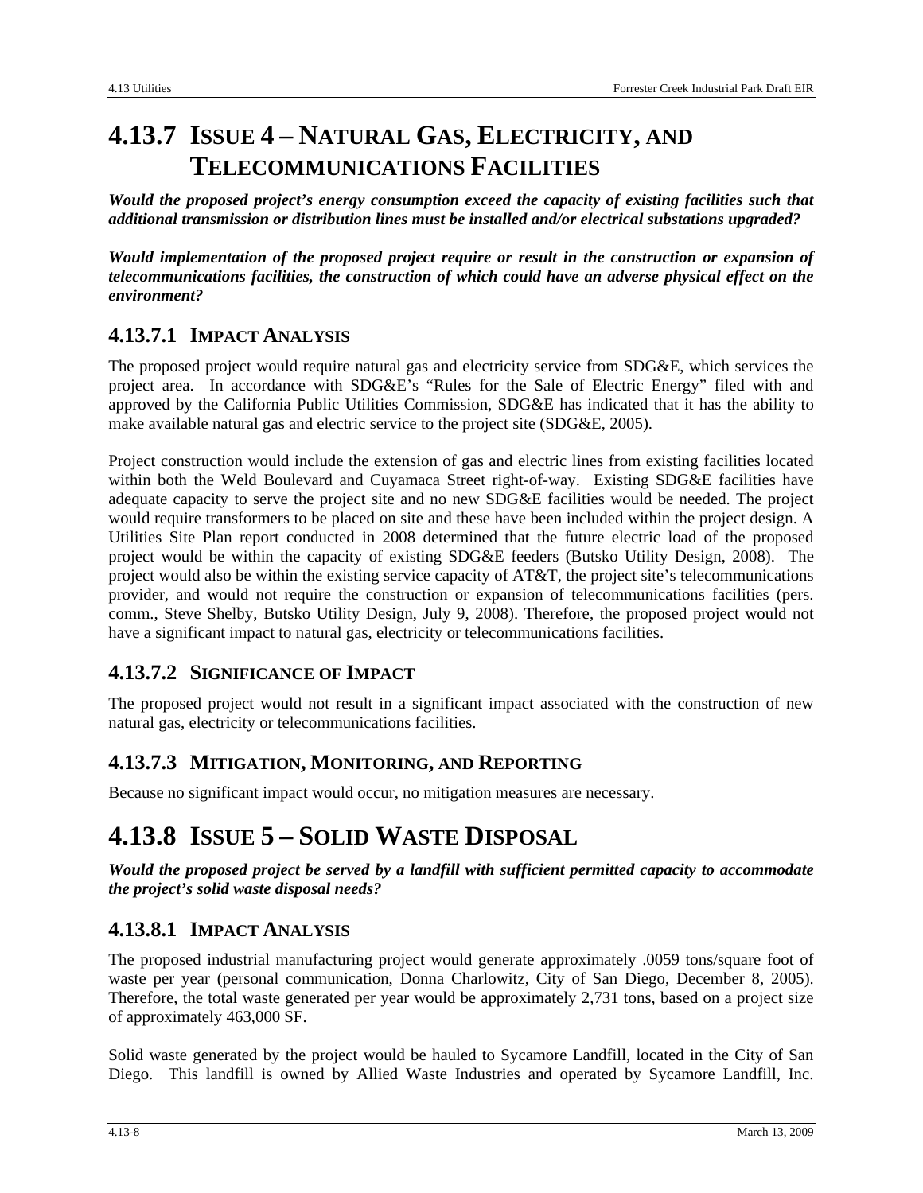# 4.13.7 ISSUE 4 – NATURAL GAS, ELECTRICITY, AND TELECOMMUNICATIONS FACILITIES

***Would the proposed project's energy consumption exceed the capacity of existing facilities such that additional transmission or distribution lines must be installed and/or electrical substations upgraded?***

***Would implementation of the proposed project require or result in the construction or expansion of telecommunications facilities, the construction of which could have an adverse physical effect on the environment?***

## 4.13.7.1 IMPACT ANALYSIS

The proposed project would require natural gas and electricity service from SDG&E, which services the project area. In accordance with SDG&E's "Rules for the Sale of Electric Energy" filed with and approved by the California Public Utilities Commission, SDG&E has indicated that it has the ability to make available natural gas and electric service to the project site (SDG&E, 2005).

Project construction would include the extension of gas and electric lines from existing facilities located within both the Weld Boulevard and Cuyamaca Street right-of-way. Existing SDG&E facilities have adequate capacity to serve the project site and no new SDG&E facilities would be needed. The project would require transformers to be placed on site and these have been included within the project design. A Utilities Site Plan report conducted in 2008 determined that the future electric load of the proposed project would be within the capacity of existing SDG&E feeders (Butsko Utility Design, 2008). The project would also be within the existing service capacity of AT&T, the project site's telecommunications provider, and would not require the construction or expansion of telecommunications facilities (pers. comm., Steve Shelby, Butsko Utility Design, July 9, 2008). Therefore, the proposed project would not have a significant impact to natural gas, electricity or telecommunications facilities.

## 4.13.7.2 SIGNIFICANCE OF IMPACT

The proposed project would not result in a significant impact associated with the construction of new natural gas, electricity or telecommunications facilities.

## 4.13.7.3 MITIGATION, MONITORING, AND REPORTING

Because no significant impact would occur, no mitigation measures are necessary.

# 4.13.8 ISSUE 5 – SOLID WASTE DISPOSAL

***Would the proposed project be served by a landfill with sufficient permitted capacity to accommodate the project's solid waste disposal needs?***

## 4.13.8.1 IMPACT ANALYSIS

The proposed industrial manufacturing project would generate approximately .0059 tons/square foot of waste per year (personal communication, Donna Charlowitz, City of San Diego, December 8, 2005). Therefore, the total waste generated per year would be approximately 2,731 tons, based on a project size of approximately 463,000 SF.

Solid waste generated by the project would be hauled to Sycamore Landfill, located in the City of San Diego. This landfill is owned by Allied Waste Industries and operated by Sycamore Landfill, Inc.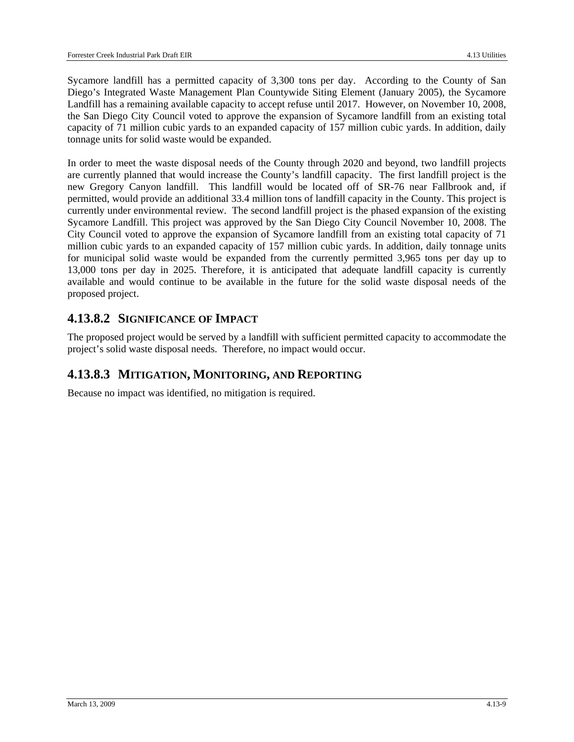Sycamore landfill has a permitted capacity of 3,300 tons per day. According to the County of San Diego's Integrated Waste Management Plan Countywide Siting Element (January 2005), the Sycamore Landfill has a remaining available capacity to accept refuse until 2017. However, on November 10, 2008, the San Diego City Council voted to approve the expansion of Sycamore landfill from an existing total capacity of 71 million cubic yards to an expanded capacity of 157 million cubic yards. In addition, daily tonnage units for solid waste would be expanded.

In order to meet the waste disposal needs of the County through 2020 and beyond, two landfill projects are currently planned that would increase the County's landfill capacity. The first landfill project is the new Gregory Canyon landfill. This landfill would be located off of SR-76 near Fallbrook and, if permitted, would provide an additional 33.4 million tons of landfill capacity in the County. This project is currently under environmental review. The second landfill project is the phased expansion of the existing Sycamore Landfill. This project was approved by the San Diego City Council November 10, 2008. The City Council voted to approve the expansion of Sycamore landfill from an existing total capacity of 71 million cubic yards to an expanded capacity of 157 million cubic yards. In addition, daily tonnage units for municipal solid waste would be expanded from the currently permitted 3,965 tons per day up to 13,000 tons per day in 2025. Therefore, it is anticipated that adequate landfill capacity is currently available and would continue to be available in the future for the solid waste disposal needs of the proposed project.

## 4.13.8.2 Significance of Impact

The proposed project would be served by a landfill with sufficient permitted capacity to accommodate the project's solid waste disposal needs. Therefore, no impact would occur.

## 4.13.8.3 Mitigation, Monitoring, and Reporting

Because no impact was identified, no mitigation is required.